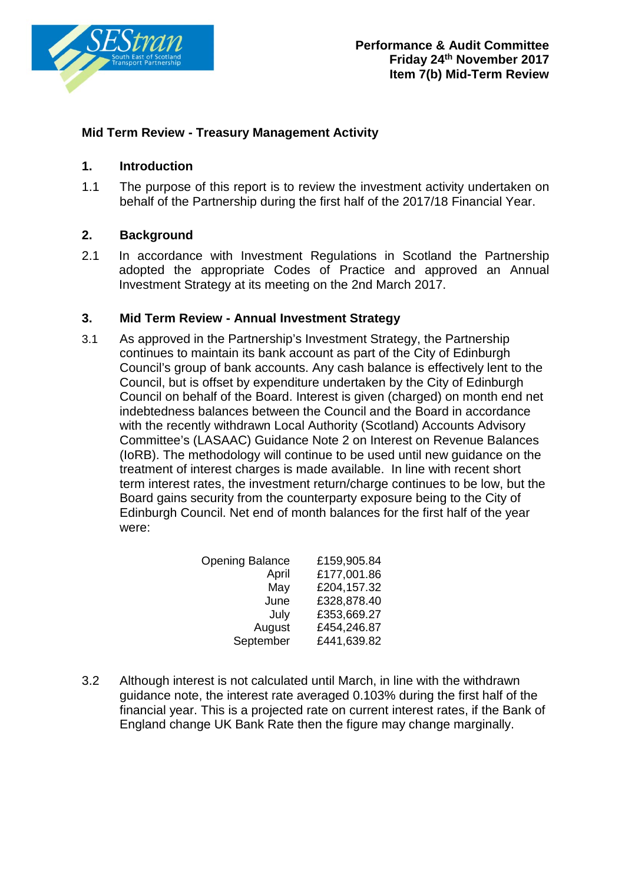**Performance & Audit Committee**
**Friday 24th November 2017**
**Item 7(b) Mid-Term Review**

## Mid Term Review - Treasury Management Activity

### 1. Introduction

1.1 The purpose of this report is to review the investment activity undertaken on behalf of the Partnership during the first half of the 2017/18 Financial Year.

### 2. Background

2.1 In accordance with Investment Regulations in Scotland the Partnership adopted the appropriate Codes of Practice and approved an Annual Investment Strategy at its meeting on the 2nd March 2017.

### 3. Mid Term Review - Annual Investment Strategy

3.1 As approved in the Partnership's Investment Strategy, the Partnership continues to maintain its bank account as part of the City of Edinburgh Council's group of bank accounts. Any cash balance is effectively lent to the Council, but is offset by expenditure undertaken by the City of Edinburgh Council on behalf of the Board. Interest is given (charged) on month end net indebtedness balances between the Council and the Board in accordance with the recently withdrawn Local Authority (Scotland) Accounts Advisory Committee's (LASAAC) Guidance Note 2 on Interest on Revenue Balances (IoRB). The methodology will continue to be used until new guidance on the treatment of interest charges is made available. In line with recent short term interest rates, the investment return/charge continues to be low, but the Board gains security from the counterparty exposure being to the City of Edinburgh Council. Net end of month balances for the first half of the year were:

| | |
|---|---|
| Opening Balance | £159,905.84 |
| April | £177,001.86 |
| May | £204,157.32 |
| June | £328,878.40 |
| July | £353,669.27 |
| August | £454,246.87 |
| September | £441,639.82 |

3.2 Although interest is not calculated until March, in line with the withdrawn guidance note, the interest rate averaged 0.103% during the first half of the financial year. This is a projected rate on current interest rates, if the Bank of England change UK Bank Rate then the figure may change marginally.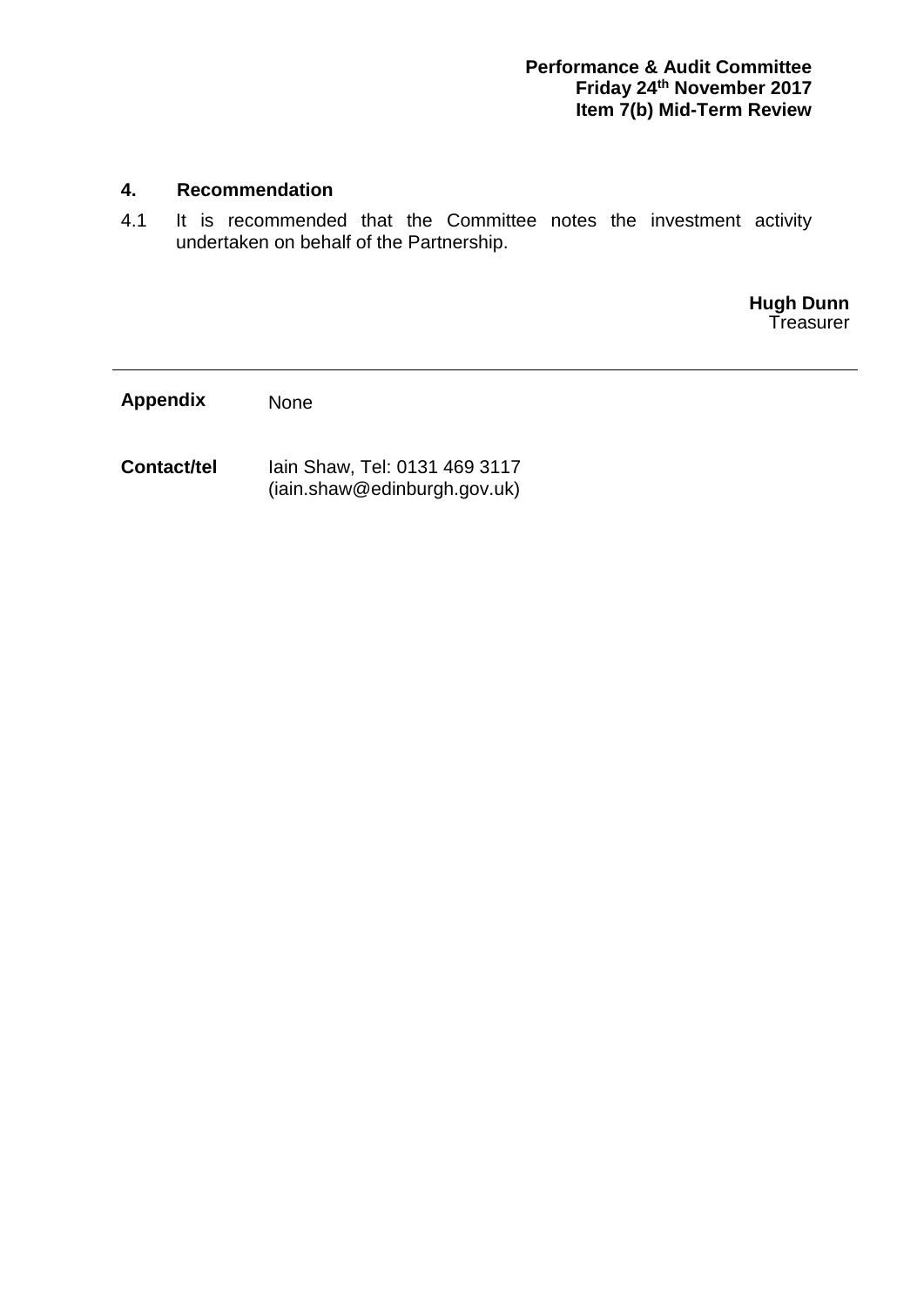## 4. Recommendation

4.1 It is recommended that the Committee notes the investment activity undertaken on behalf of the Partnership.

**Hugh Dunn**
Treasurer

---

**Appendix** None

**Contact/tel** Iain Shaw, Tel: 0131 469 3117 (iain.shaw@edinburgh.gov.uk)